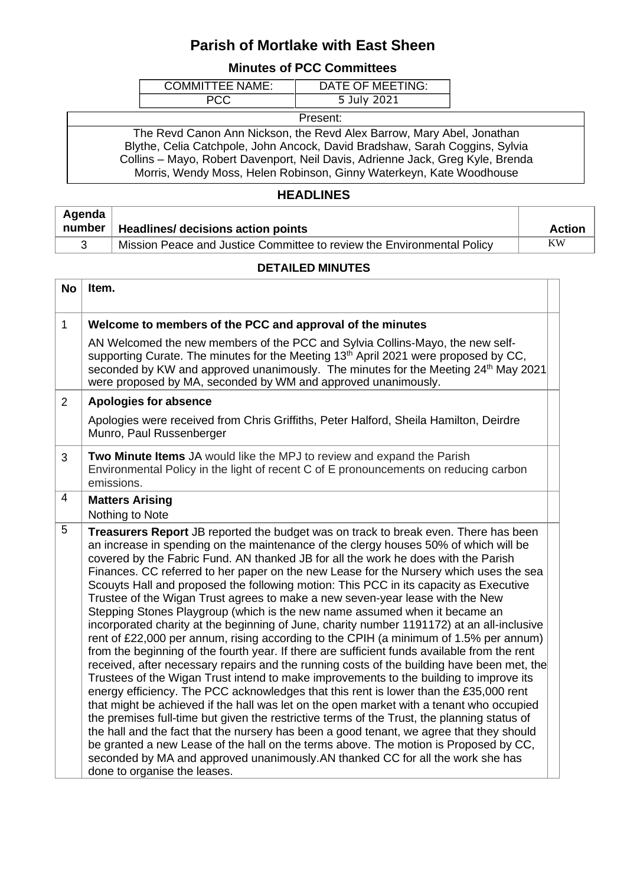# Parish of Mortlake with East Sheen

## Minutes of PCC Committees

| COMMITTEE NAME: | DATE OF MEETING: |
|---|---|
| PCC | 5 July 2021 |

| Present: |
|---|
| The Revd Canon Ann Nickson, the Revd Alex Barrow, Mary Abel, Jonathan Blythe, Celia Catchpole, John Ancock, David Bradshaw, Sarah Coggins, Sylvia Collins – Mayo, Robert Davenport, Neil Davis, Adrienne Jack, Greg Kyle, Brenda Morris, Wendy Moss, Helen Robinson, Ginny Waterkeyn, Kate Woodhouse |

## HEADLINES

| Agenda number | Headlines/ decisions action points | Action |
|---|---|---|
| 3 | Mission Peace and Justice Committee to review the Environmental Policy | KW |

### DETAILED MINUTES

| No | Item. | |
|---|---|---|
| 1 | **Welcome to members of the PCC and approval of the minutes**<br>AN Welcomed the new members of the PCC and Sylvia Collins-Mayo, the new self-supporting Curate. The minutes for the Meeting 13th April 2021 were proposed by CC, seconded by KW and approved unanimously. The minutes for the Meeting 24th May 2021 were proposed by MA, seconded by WM and approved unanimously. | |
| 2 | **Apologies for absence**<br>Apologies were received from Chris Griffiths, Peter Halford, Sheila Hamilton, Deirdre Munro, Paul Russenberger | |
| 3 | **Two Minute Items** JA would like the MPJ to review and expand the Parish Environmental Policy in the light of recent C of E pronouncements on reducing carbon emissions. | |
| 4 | **Matters Arising**<br>Nothing to Note | |
| 5 | **Treasurers Report** JB reported the budget was on track to break even. There has been an increase in spending on the maintenance of the clergy houses 50% of which will be covered by the Fabric Fund. AN thanked JB for all the work he does with the Parish Finances. CC referred to her paper on the new Lease for the Nursery which uses the sea Scouyts Hall and proposed the following motion: This PCC in its capacity as Executive Trustee of the Wigan Trust agrees to make a new seven-year lease with the New Stepping Stones Playgroup (which is the new name assumed when it became an incorporated charity at the beginning of June, charity number 1191172) at an all-inclusive rent of £22,000 per annum, rising according to the CPIH (a minimum of 1.5% per annum) from the beginning of the fourth year. If there are sufficient funds available from the rent received, after necessary repairs and the running costs of the building have been met, the Trustees of the Wigan Trust intend to make improvements to the building to improve its energy efficiency. The PCC acknowledges that this rent is lower than the £35,000 rent that might be achieved if the hall was let on the open market with a tenant who occupied the premises full-time but given the restrictive terms of the Trust, the planning status of the hall and the fact that the nursery has been a good tenant, we agree that they should be granted a new Lease of the hall on the terms above. The motion is Proposed by CC, seconded by MA and approved unanimously.AN thanked CC for all the work she has done to organise the leases. | |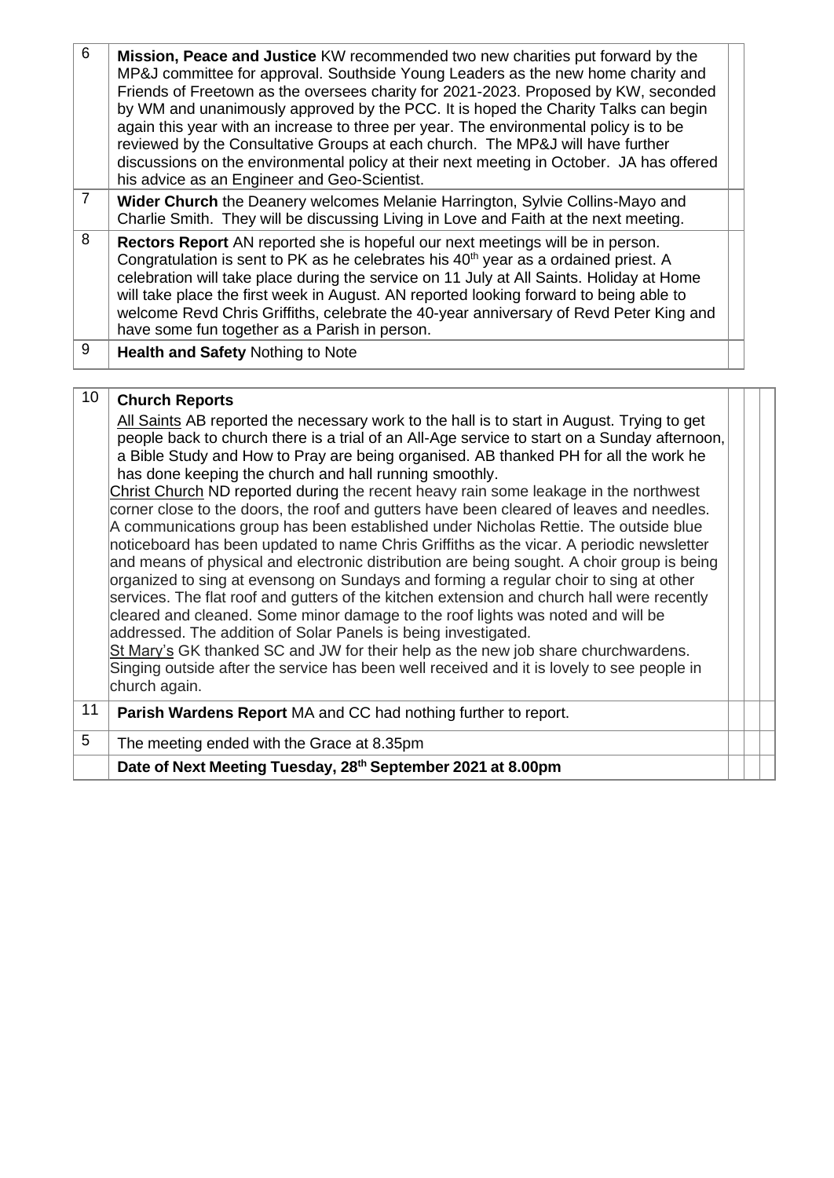| | | |
|---|---|---|
| 6 | **Mission, Peace and Justice** KW recommended two new charities put forward by the MP&J committee for approval. Southside Young Leaders as the new home charity and Friends of Freetown as the oversees charity for 2021-2023. Proposed by KW, seconded by WM and unanimously approved by the PCC. It is hoped the Charity Talks can begin again this year with an increase to three per year. The environmental policy is to be reviewed by the Consultative Groups at each church. The MP&J will have further discussions on the environmental policy at their next meeting in October. JA has offered his advice as an Engineer and Geo-Scientist. | |
| 7 | **Wider Church** the Deanery welcomes Melanie Harrington, Sylvie Collins-Mayo and Charlie Smith. They will be discussing Living in Love and Faith at the next meeting. | |
| 8 | **Rectors Report** AN reported she is hopeful our next meetings will be in person. Congratulation is sent to PK as he celebrates his 40th year as a ordained priest. A celebration will take place during the service on 11 July at All Saints. Holiday at Home will take place the first week in August. AN reported looking forward to being able to welcome Revd Chris Griffiths, celebrate the 40-year anniversary of Revd Peter King and have some fun together as a Parish in person. | |
| 9 | **Health and Safety** Nothing to Note | |

| | | | | |
|---|---|---|---|---|
| 10 | **Church Reports**<br>All Saints AB reported the necessary work to the hall is to start in August. Trying to get people back to church there is a trial of an All-Age service to start on a Sunday afternoon, a Bible Study and How to Pray are being organised. AB thanked PH for all the work he has done keeping the church and hall running smoothly.<br>Christ Church ND reported during the recent heavy rain some leakage in the northwest corner close to the doors, the roof and gutters have been cleared of leaves and needles. A communications group has been established under Nicholas Rettie. The outside blue noticeboard has been updated to name Chris Griffiths as the vicar. A periodic newsletter and means of physical and electronic distribution are being sought. A choir group is being organized to sing at evensong on Sundays and forming a regular choir to sing at other services. The flat roof and gutters of the kitchen extension and church hall were recently cleared and cleaned. Some minor damage to the roof lights was noted and will be addressed. The addition of Solar Panels is being investigated.<br>St Mary's GK thanked SC and JW for their help as the new job share churchwardens. Singing outside after the service has been well received and it is lovely to see people in church again. | | | |
| 11 | **Parish Wardens Report** MA and CC had nothing further to report. | | | |
| 5 | The meeting ended with the Grace at 8.35pm | | | |
| | **Date of Next Meeting Tuesday, 28th September 2021 at 8.00pm** | | | |